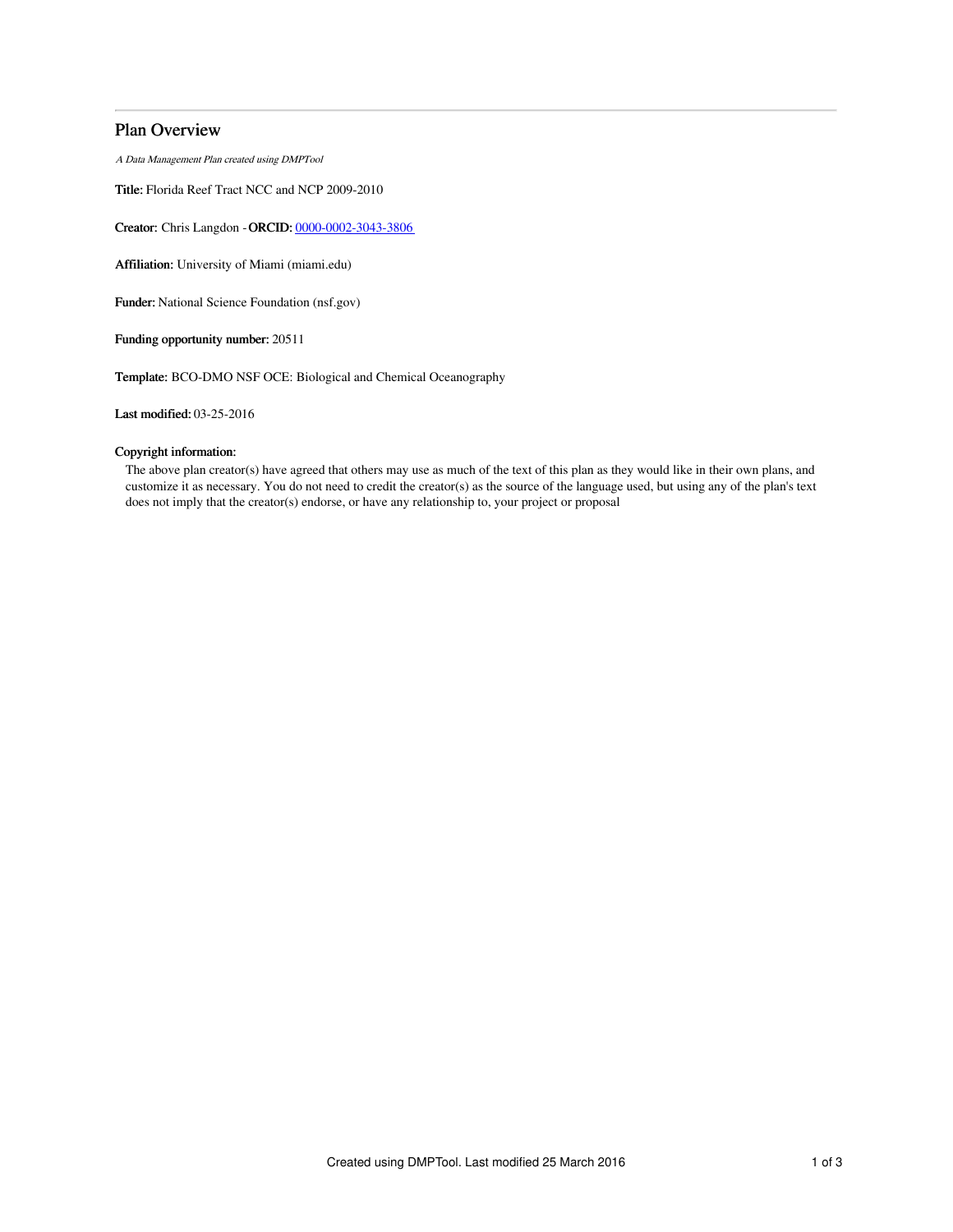# Plan Overview

*A Data Management Plan created using DMPTool*

**Title:** Florida Reef Tract NCC and NCP 2009-2010

**Creator:** Chris Langdon -**ORCID:** 0000-0002-3043-3806

**Affiliation:** University of Miami (miami.edu)

**Funder:** National Science Foundation (nsf.gov)

**Funding opportunity number:** 20511

**Template:** BCO-DMO NSF OCE: Biological and Chemical Oceanography

**Last modified:** 03-25-2016

**Copyright information:**

The above plan creator(s) have agreed that others may use as much of the text of this plan as they would like in their own plans, and customize it as necessary. You do not need to credit the creator(s) as the source of the language used, but using any of the plan's text does not imply that the creator(s) endorse, or have any relationship to, your project or proposal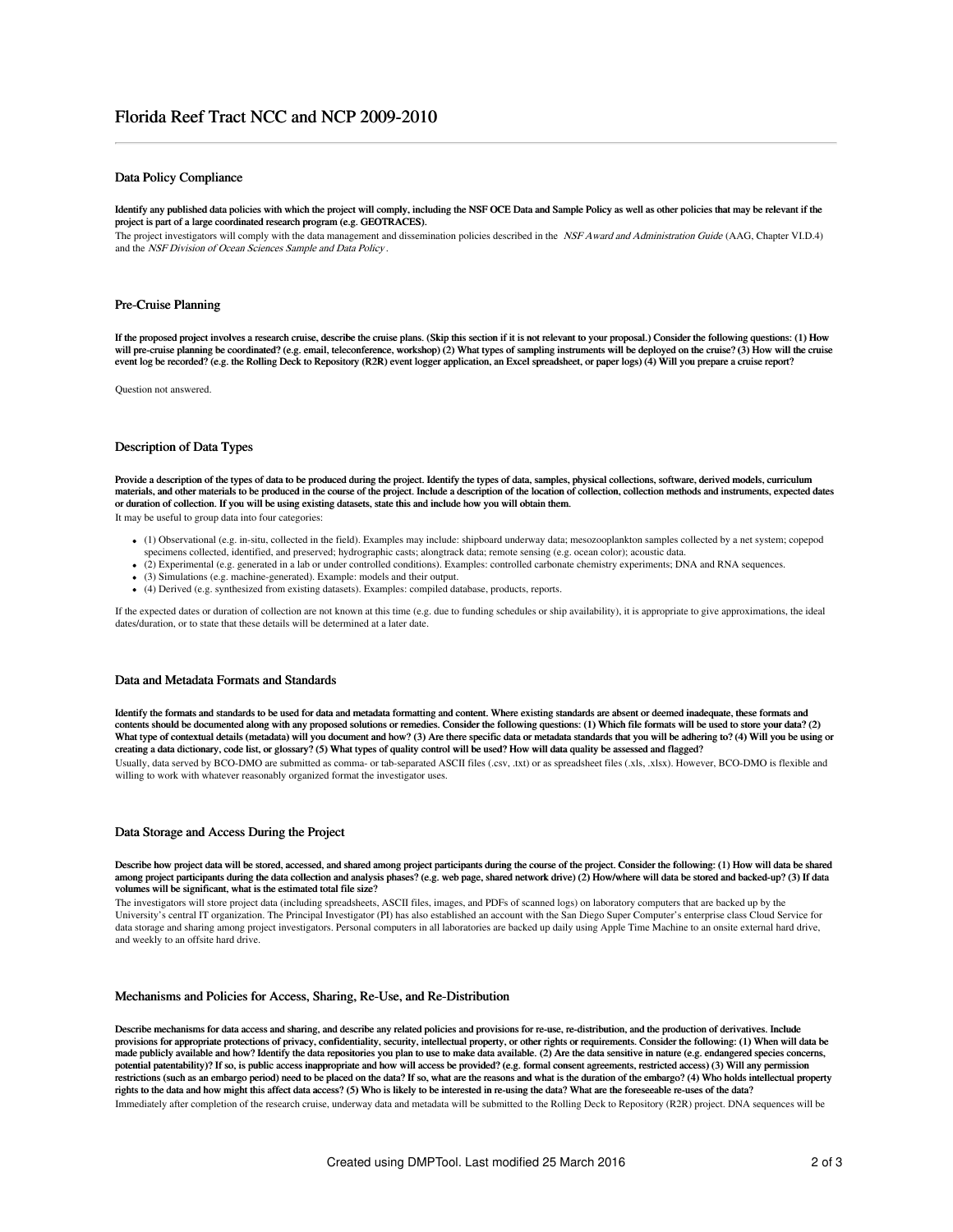# Florida Reef Tract NCC and NCP 2009-2010

## Data Policy Compliance

**Identify any published data policies with which the project will comply, including the NSF OCE Data and Sample Policy as well as other policies that may be relevant if the project is part of a large coordinated research program (e.g. GEOTRACES).**

The project investigators will comply with the data management and dissemination policies described in the *NSF Award and Administration Guide* (AAG, Chapter VI.D.4) and the *NSF Division of Ocean Sciences Sample and Data Policy*.

## Pre-Cruise Planning

**If the proposed project involves a research cruise, describe the cruise plans. (Skip this section if it is not relevant to your proposal.) Consider the following questions: (1) How will pre-cruise planning be coordinated? (e.g. email, teleconference, workshop) (2) What types of sampling instruments will be deployed on the cruise? (3) How will the cruise event log be recorded? (e.g. the Rolling Deck to Repository (R2R) event logger application, an Excel spreadsheet, or paper logs) (4) Will you prepare a cruise report?**

Question not answered.

## Description of Data Types

**Provide a description of the types of data to be produced during the project. Identify the types of data, samples, physical collections, software, derived models, curriculum materials, and other materials to be produced in the course of the project. Include a description of the location of collection, collection methods and instruments, expected dates or duration of collection. If you will be using existing datasets, state this and include how you will obtain them.**

It may be useful to group data into four categories:

- (1) Observational (e.g. in-situ, collected in the field). Examples may include: shipboard underway data; mesozooplankton samples collected by a net system; copepod specimens collected, identified, and preserved; hydrographic casts; alongtrack data; remote sensing (e.g. ocean color); acoustic data.
- (2) Experimental (e.g. generated in a lab or under controlled conditions). Examples: controlled carbonate chemistry experiments; DNA and RNA sequences.
- (3) Simulations (e.g. machine-generated). Example: models and their output.
- (4) Derived (e.g. synthesized from existing datasets). Examples: compiled database, products, reports.

If the expected dates or duration of collection are not known at this time (e.g. due to funding schedules or ship availability), it is appropriate to give approximations, the ideal dates/duration, or to state that these details will be determined at a later date.

## Data and Metadata Formats and Standards

**Identify the formats and standards to be used for data and metadata formatting and content. Where existing standards are absent or deemed inadequate, these formats and contents should be documented along with any proposed solutions or remedies. Consider the following questions: (1) Which file formats will be used to store your data? (2) What type of contextual details (metadata) will you document and how? (3) Are there specific data or metadata standards that you will be adhering to? (4) Will you be using or creating a data dictionary, code list, or glossary? (5) What types of quality control will be used? How will data quality be assessed and flagged?**

Usually, data served by BCO-DMO are submitted as comma- or tab-separated ASCII files (.csv, .txt) or as spreadsheet files (.xls, .xlsx). However, BCO-DMO is flexible and willing to work with whatever reasonably organized format the investigator uses.

## Data Storage and Access During the Project

**Describe how project data will be stored, accessed, and shared among project participants during the course of the project. Consider the following: (1) How will data be shared among project participants during the data collection and analysis phases? (e.g. web page, shared network drive) (2) How/where will data be stored and backed-up? (3) If data volumes will be significant, what is the estimated total file size?**

The investigators will store project data (including spreadsheets, ASCII files, images, and PDFs of scanned logs) on laboratory computers that are backed up by the University's central IT organization. The Principal Investigator (PI) has also established an account with the San Diego Super Computer's enterprise class Cloud Service for data storage and sharing among project investigators. Personal computers in all laboratories are backed up daily using Apple Time Machine to an onsite external hard drive, and weekly to an offsite hard drive.

## Mechanisms and Policies for Access, Sharing, Re-Use, and Re-Distribution

**Describe mechanisms for data access and sharing, and describe any related policies and provisions for re-use, re-distribution, and the production of derivatives. Include provisions for appropriate protections of privacy, confidentiality, security, intellectual property, or other rights or requirements. Consider the following: (1) When will data be made publicly available and how? Identify the data repositories you plan to use to make data available. (2) Are the data sensitive in nature (e.g. endangered species concerns, potential patentability)? If so, is public access inappropriate and how will access be provided? (e.g. formal consent agreements, restricted access) (3) Will any permission restrictions (such as an embargo period) need to be placed on the data? If so, what are the reasons and what is the duration of the embargo? (4) Who holds intellectual property rights to the data and how might this affect data access? (5) Who is likely to be interested in re-using the data? What are the foreseeable re-uses of the data?**

Immediately after completion of the research cruise, underway data and metadata will be submitted to the Rolling Deck to Repository (R2R) project. DNA sequences will be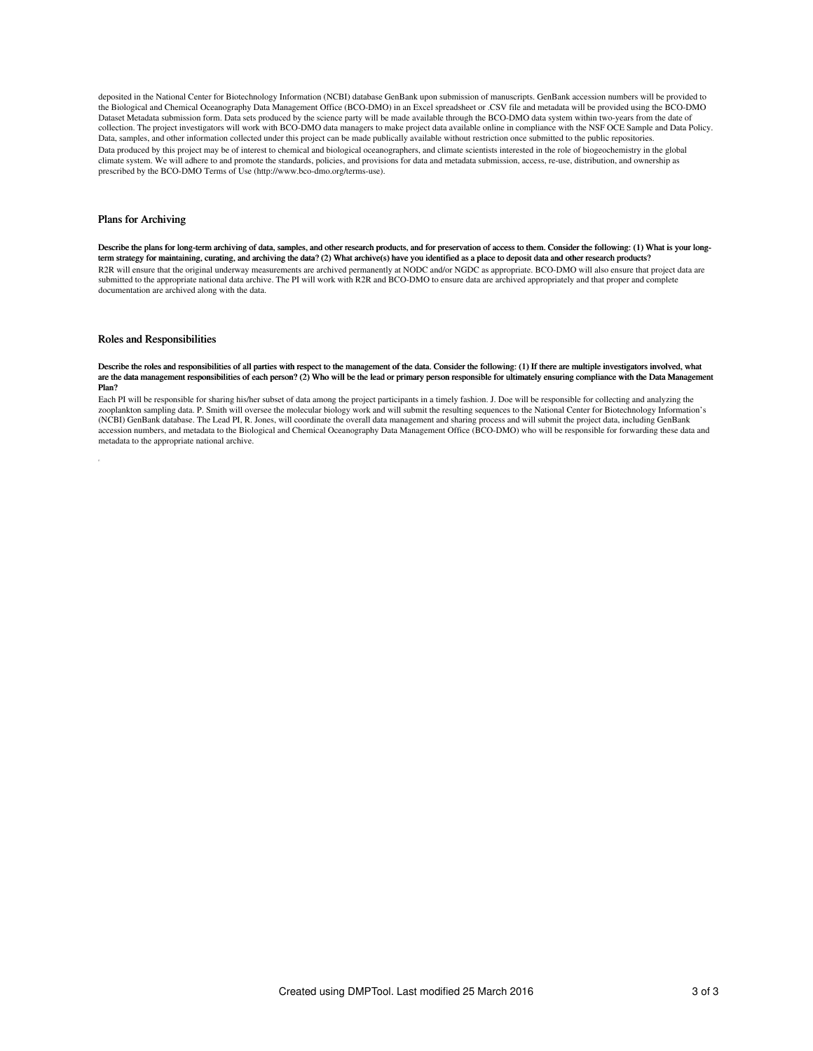deposited in the National Center for Biotechnology Information (NCBI) database GenBank upon submission of manuscripts. GenBank accession numbers will be provided to the Biological and Chemical Oceanography Data Management Office (BCO-DMO) in an Excel spreadsheet or .CSV file and metadata will be provided using the BCO-DMO Dataset Metadata submission form. Data sets produced by the science party will be made available through the BCO-DMO data system within two-years from the date of collection. The project investigators will work with BCO-DMO data managers to make project data available online in compliance with the NSF OCE Sample and Data Policy. Data, samples, and other information collected under this project can be made publically available without restriction once submitted to the public repositories.

Data produced by this project may be of interest to chemical and biological oceanographers, and climate scientists interested in the role of biogeochemistry in the global climate system. We will adhere to and promote the standards, policies, and provisions for data and metadata submission, access, re-use, distribution, and ownership as prescribed by the BCO-DMO Terms of Use (http://www.bco-dmo.org/terms-use).

## Plans for Archiving

**Describe the plans for long-term archiving of data, samples, and other research products, and for preservation of access to them. Consider the following: (1) What is your long-term strategy for maintaining, curating, and archiving the data? (2) What archive(s) have you identified as a place to deposit data and other research products?**

R2R will ensure that the original underway measurements are archived permanently at NODC and/or NGDC as appropriate. BCO-DMO will also ensure that project data are submitted to the appropriate national data archive. The PI will work with R2R and BCO-DMO to ensure data are archived appropriately and that proper and complete documentation are archived along with the data.

## Roles and Responsibilities

**Describe the roles and responsibilities of all parties with respect to the management of the data. Consider the following: (1) If there are multiple investigators involved, what are the data management responsibilities of each person? (2) Who will be the lead or primary person responsible for ultimately ensuring compliance with the Data Management Plan?**

Each PI will be responsible for sharing his/her subset of data among the project participants in a timely fashion. J. Doe will be responsible for collecting and analyzing the zooplankton sampling data. P. Smith will oversee the molecular biology work and will submit the resulting sequences to the National Center for Biotechnology Information's (NCBI) GenBank database. The Lead PI, R. Jones, will coordinate the overall data management and sharing process and will submit the project data, including GenBank accession numbers, and metadata to the Biological and Chemical Oceanography Data Management Office (BCO-DMO) who will be responsible for forwarding these data and metadata to the appropriate national archive.

Created using DMPTool. Last modified 25 March 2016